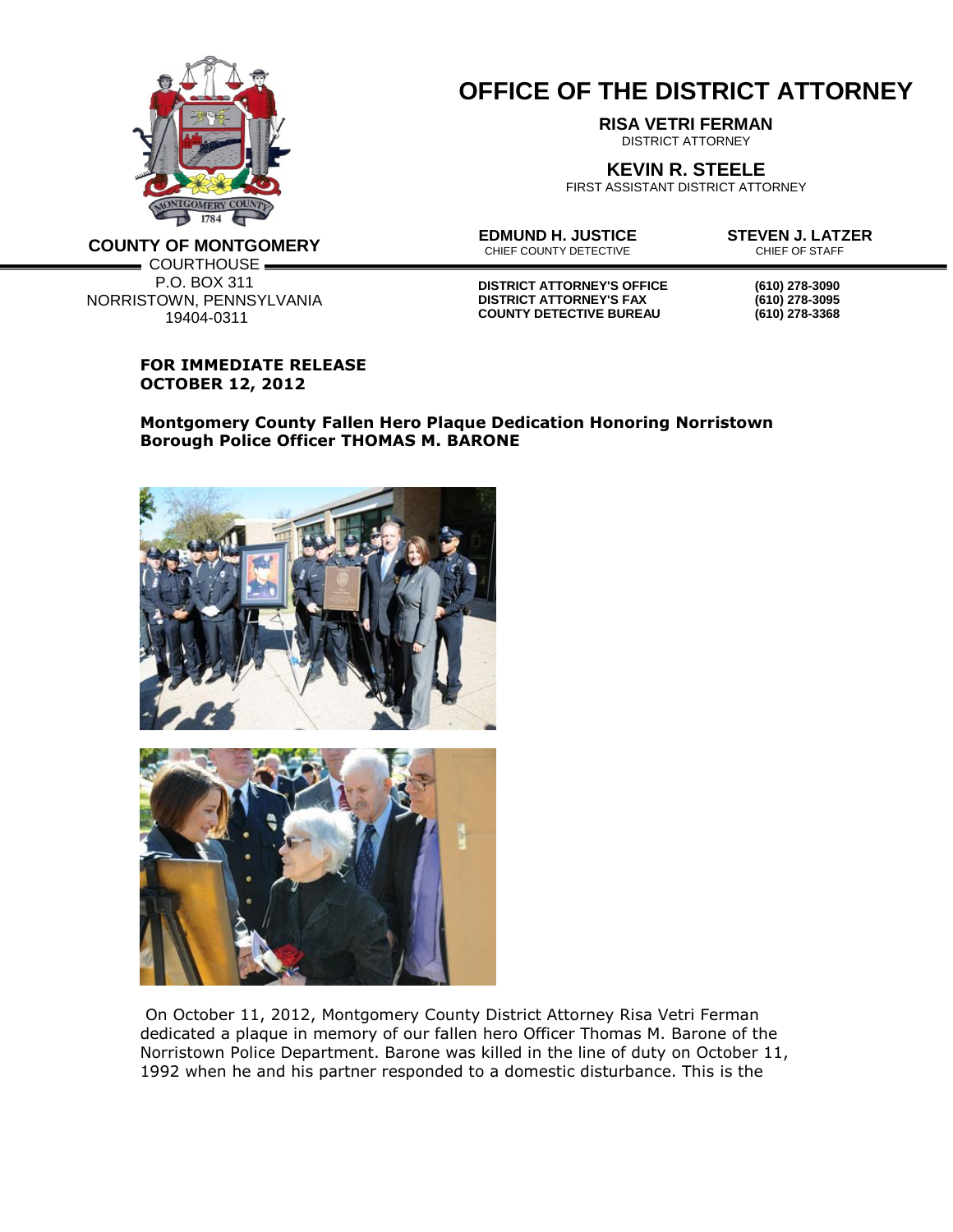# OFFICE OF THE DISTRICT ATTORNEY

**RISA VETRI FERMAN**
DISTRICT ATTORNEY

**KEVIN R. STEELE**
FIRST ASSISTANT DISTRICT ATTORNEY

**EDMUND H. JUSTICE**
CHIEF COUNTY DETECTIVE

**STEVEN J. LATZER**
CHIEF OF STAFF

**COUNTY OF MONTGOMERY**
COURTHOUSE
P.O. BOX 311
NORRISTOWN, PENNSYLVANIA
19404-0311

| | |
|---|---|
| **DISTRICT ATTORNEY'S OFFICE** | **(610) 278-3090** |
| **DISTRICT ATTORNEY'S FAX** | **(610) 278-3095** |
| **COUNTY DETECTIVE BUREAU** | **(610) 278-3368** |

**FOR IMMEDIATE RELEASE**
**OCTOBER 12, 2012**

**Montgomery County Fallen Hero Plaque Dedication Honoring Norristown Borough Police Officer THOMAS M. BARONE**

On October 11, 2012, Montgomery County District Attorney Risa Vetri Ferman dedicated a plaque in memory of our fallen hero Officer Thomas M. Barone of the Norristown Police Department. Barone was killed in the line of duty on October 11, 1992 when he and his partner responded to a domestic disturbance. This is the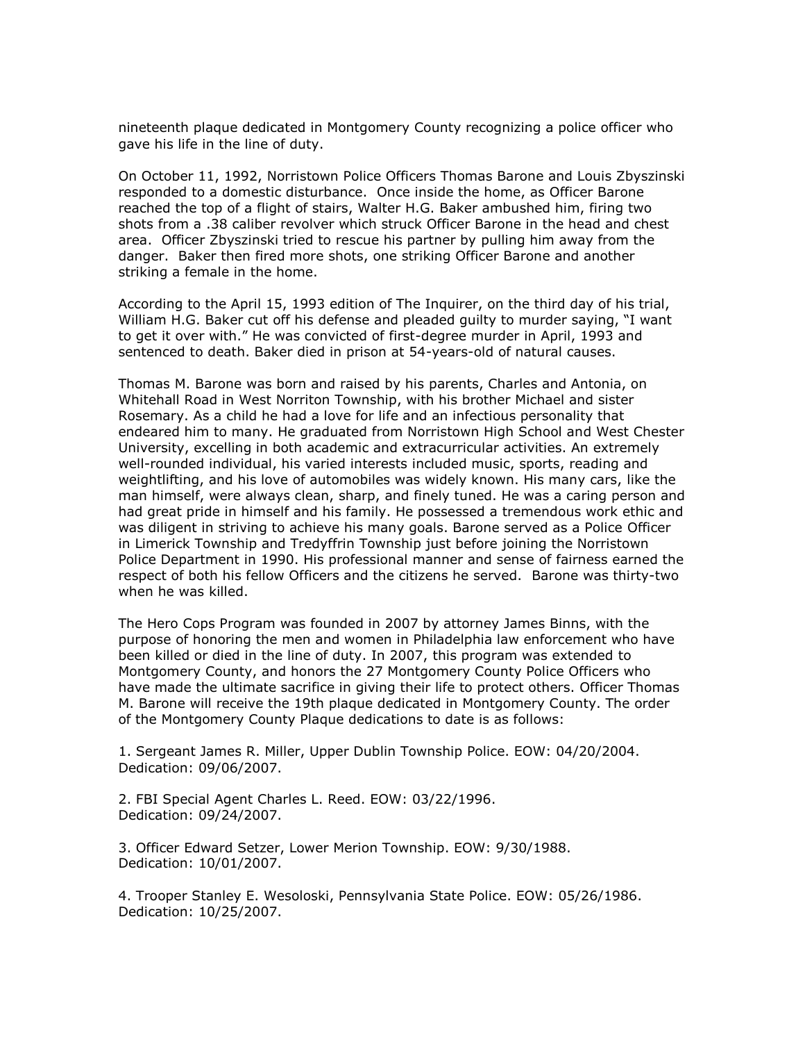nineteenth plaque dedicated in Montgomery County recognizing a police officer who gave his life in the line of duty.

On October 11, 1992, Norristown Police Officers Thomas Barone and Louis Zbyszinski responded to a domestic disturbance. Once inside the home, as Officer Barone reached the top of a flight of stairs, Walter H.G. Baker ambushed him, firing two shots from a .38 caliber revolver which struck Officer Barone in the head and chest area. Officer Zbyszinski tried to rescue his partner by pulling him away from the danger. Baker then fired more shots, one striking Officer Barone and another striking a female in the home.

According to the April 15, 1993 edition of The Inquirer, on the third day of his trial, William H.G. Baker cut off his defense and pleaded guilty to murder saying, "I want to get it over with." He was convicted of first-degree murder in April, 1993 and sentenced to death. Baker died in prison at 54-years-old of natural causes.

Thomas M. Barone was born and raised by his parents, Charles and Antonia, on Whitehall Road in West Norriton Township, with his brother Michael and sister Rosemary. As a child he had a love for life and an infectious personality that endeared him to many. He graduated from Norristown High School and West Chester University, excelling in both academic and extracurricular activities. An extremely well-rounded individual, his varied interests included music, sports, reading and weightlifting, and his love of automobiles was widely known. His many cars, like the man himself, were always clean, sharp, and finely tuned. He was a caring person and had great pride in himself and his family. He possessed a tremendous work ethic and was diligent in striving to achieve his many goals. Barone served as a Police Officer in Limerick Township and Tredyffrin Township just before joining the Norristown Police Department in 1990. His professional manner and sense of fairness earned the respect of both his fellow Officers and the citizens he served. Barone was thirty-two when he was killed.

The Hero Cops Program was founded in 2007 by attorney James Binns, with the purpose of honoring the men and women in Philadelphia law enforcement who have been killed or died in the line of duty. In 2007, this program was extended to Montgomery County, and honors the 27 Montgomery County Police Officers who have made the ultimate sacrifice in giving their life to protect others. Officer Thomas M. Barone will receive the 19th plaque dedicated in Montgomery County. The order of the Montgomery County Plaque dedications to date is as follows:

1. Sergeant James R. Miller, Upper Dublin Township Police. EOW: 04/20/2004. Dedication: 09/06/2007.

2. FBI Special Agent Charles L. Reed. EOW: 03/22/1996. Dedication: 09/24/2007.

3. Officer Edward Setzer, Lower Merion Township. EOW: 9/30/1988. Dedication: 10/01/2007.

4. Trooper Stanley E. Wesoloski, Pennsylvania State Police. EOW: 05/26/1986. Dedication: 10/25/2007.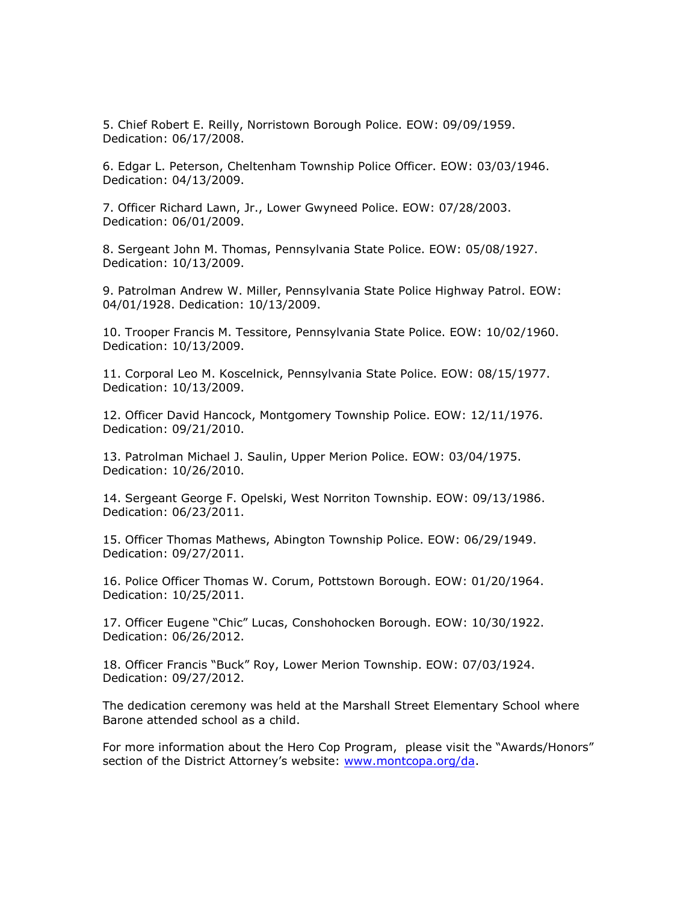5. Chief Robert E. Reilly, Norristown Borough Police. EOW: 09/09/1959. Dedication: 06/17/2008.

6. Edgar L. Peterson, Cheltenham Township Police Officer. EOW: 03/03/1946. Dedication: 04/13/2009.

7. Officer Richard Lawn, Jr., Lower Gwyneed Police. EOW: 07/28/2003. Dedication: 06/01/2009.

8. Sergeant John M. Thomas, Pennsylvania State Police. EOW: 05/08/1927. Dedication: 10/13/2009.

9. Patrolman Andrew W. Miller, Pennsylvania State Police Highway Patrol. EOW: 04/01/1928. Dedication: 10/13/2009.

10. Trooper Francis M. Tessitore, Pennsylvania State Police. EOW: 10/02/1960. Dedication: 10/13/2009.

11. Corporal Leo M. Koscelnick, Pennsylvania State Police. EOW: 08/15/1977. Dedication: 10/13/2009.

12. Officer David Hancock, Montgomery Township Police. EOW: 12/11/1976. Dedication: 09/21/2010.

13. Patrolman Michael J. Saulin, Upper Merion Police. EOW: 03/04/1975. Dedication: 10/26/2010.

14. Sergeant George F. Opelski, West Norriton Township. EOW: 09/13/1986. Dedication: 06/23/2011.

15. Officer Thomas Mathews, Abington Township Police. EOW: 06/29/1949. Dedication: 09/27/2011.

16. Police Officer Thomas W. Corum, Pottstown Borough. EOW: 01/20/1964. Dedication: 10/25/2011.

17. Officer Eugene "Chic" Lucas, Conshohocken Borough. EOW: 10/30/1922. Dedication: 06/26/2012.

18. Officer Francis "Buck" Roy, Lower Merion Township. EOW: 07/03/1924. Dedication: 09/27/2012.

The dedication ceremony was held at the Marshall Street Elementary School where Barone attended school as a child.

For more information about the Hero Cop Program, please visit the "Awards/Honors" section of the District Attorney's website: [www.montcopa.org/da](http://www.montcopa.org/da).